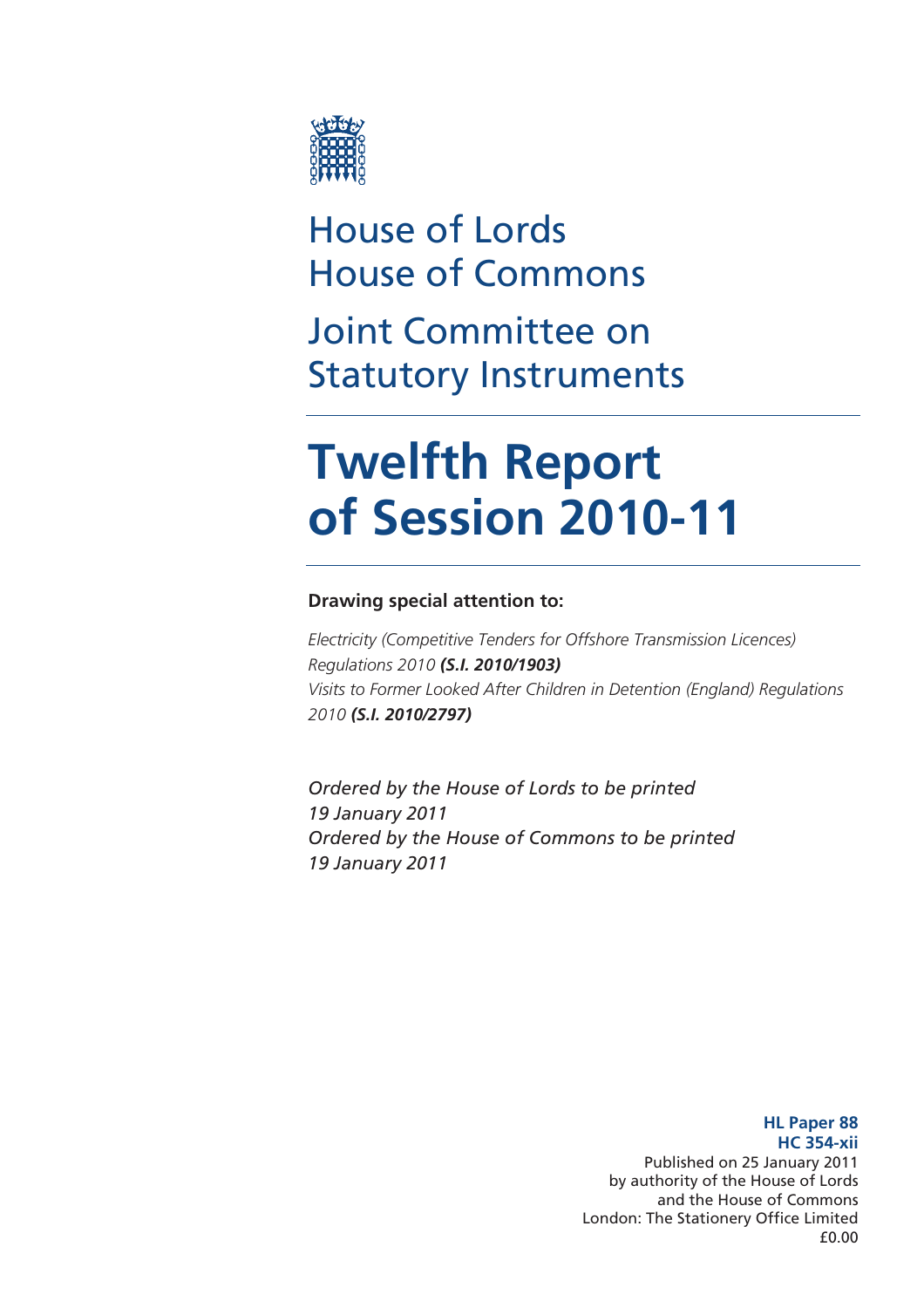House of Lords
House of Commons

Joint Committee on Statutory Instruments

# Twelfth Report of Session 2010-11

**Drawing special attention to:**

*Electricity (Competitive Tenders for Offshore Transmission Licences) Regulations 2010* ***(S.I. 2010/1903)***
*Visits to Former Looked After Children in Detention (England) Regulations 2010* ***(S.I. 2010/2797)***

*Ordered by the House of Lords to be printed 19 January 2011*
*Ordered by the House of Commons to be printed 19 January 2011*

**HL Paper 88**
**HC 354-xii**
Published on 25 January 2011
by authority of the House of Lords
and the House of Commons
London: The Stationery Office Limited
£0.00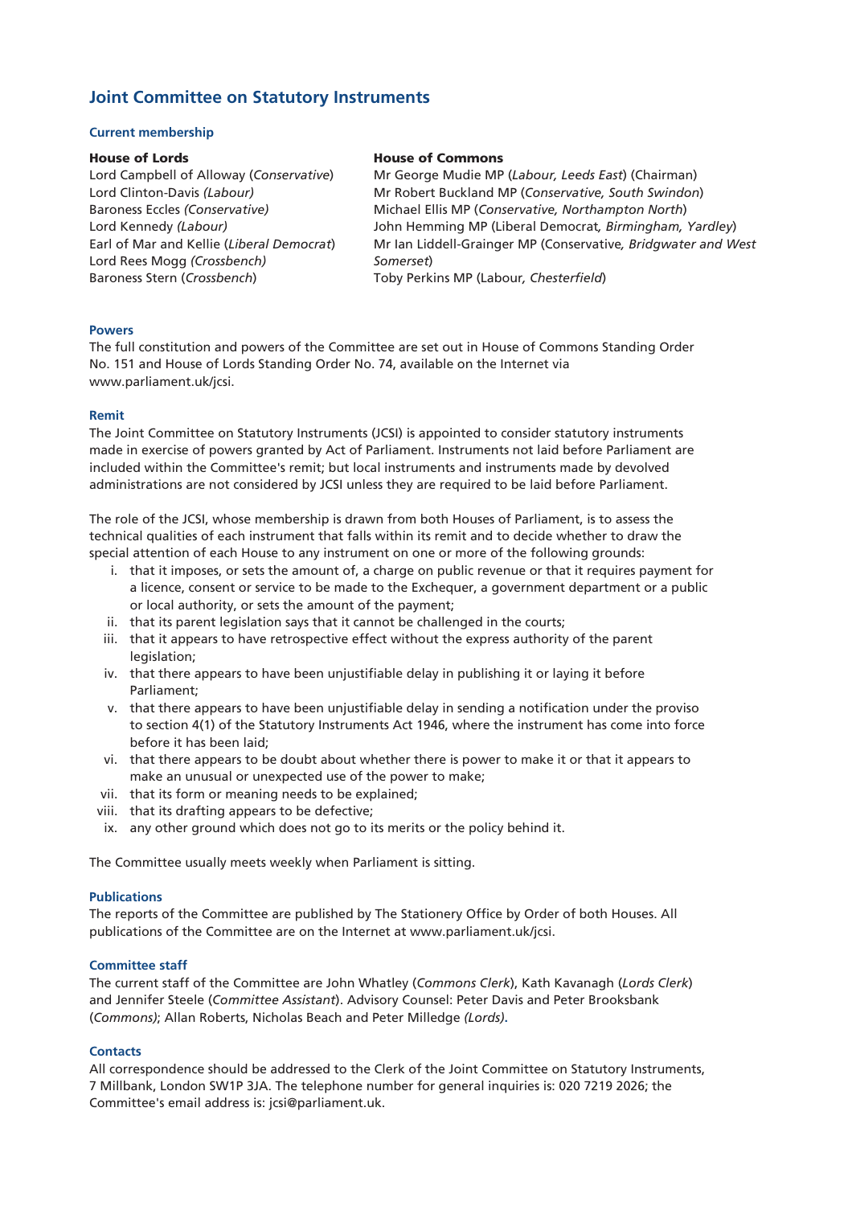# Joint Committee on Statutory Instruments

### Current membership

**House of Lords**

Lord Campbell of Alloway (*Conservative*)
Lord Clinton-Davis *(Labour)*
Baroness Eccles *(Conservative)*
Lord Kennedy *(Labour)*
Earl of Mar and Kellie (*Liberal Democrat*)
Lord Rees Mogg *(Crossbench)*
Baroness Stern (*Crossbench*)

**House of Commons**

Mr George Mudie MP (*Labour, Leeds East*) (Chairman)
Mr Robert Buckland MP (*Conservative, South Swindon*)
Michael Ellis MP (*Conservative, Northampton North*)
John Hemming MP (Liberal Democrat*, Birmingham, Yardley*)
Mr Ian Liddell-Grainger MP (Conservative*, Bridgwater and West Somerset*)
Toby Perkins MP (Labour*, Chesterfield*)

### Powers

The full constitution and powers of the Committee are set out in House of Commons Standing Order No. 151 and House of Lords Standing Order No. 74, available on the Internet via www.parliament.uk/jcsi.

### Remit

The Joint Committee on Statutory Instruments (JCSI) is appointed to consider statutory instruments made in exercise of powers granted by Act of Parliament. Instruments not laid before Parliament are included within the Committee's remit; but local instruments and instruments made by devolved administrations are not considered by JCSI unless they are required to be laid before Parliament.

The role of the JCSI, whose membership is drawn from both Houses of Parliament, is to assess the technical qualities of each instrument that falls within its remit and to decide whether to draw the special attention of each House to any instrument on one or more of the following grounds:

i. that it imposes, or sets the amount of, a charge on public revenue or that it requires payment for a licence, consent or service to be made to the Exchequer, a government department or a public or local authority, or sets the amount of the payment;
ii. that its parent legislation says that it cannot be challenged in the courts;
iii. that it appears to have retrospective effect without the express authority of the parent legislation;
iv. that there appears to have been unjustifiable delay in publishing it or laying it before Parliament;
v. that there appears to have been unjustifiable delay in sending a notification under the proviso to section 4(1) of the Statutory Instruments Act 1946, where the instrument has come into force before it has been laid;
vi. that there appears to be doubt about whether there is power to make it or that it appears to make an unusual or unexpected use of the power to make;
vii. that its form or meaning needs to be explained;
viii. that its drafting appears to be defective;
ix. any other ground which does not go to its merits or the policy behind it.

The Committee usually meets weekly when Parliament is sitting.

### Publications

The reports of the Committee are published by The Stationery Office by Order of both Houses. All publications of the Committee are on the Internet at www.parliament.uk/jcsi.

### Committee staff

The current staff of the Committee are John Whatley (*Commons Clerk*), Kath Kavanagh (*Lords Clerk*) and Jennifer Steele (*Committee Assistant*). Advisory Counsel: Peter Davis and Peter Brooksbank (*Commons)*; Allan Roberts, Nicholas Beach and Peter Milledge *(Lords)*.

### Contacts

All correspondence should be addressed to the Clerk of the Joint Committee on Statutory Instruments, 7 Millbank, London SW1P 3JA. The telephone number for general inquiries is: 020 7219 2026; the Committee's email address is: jcsi@parliament.uk.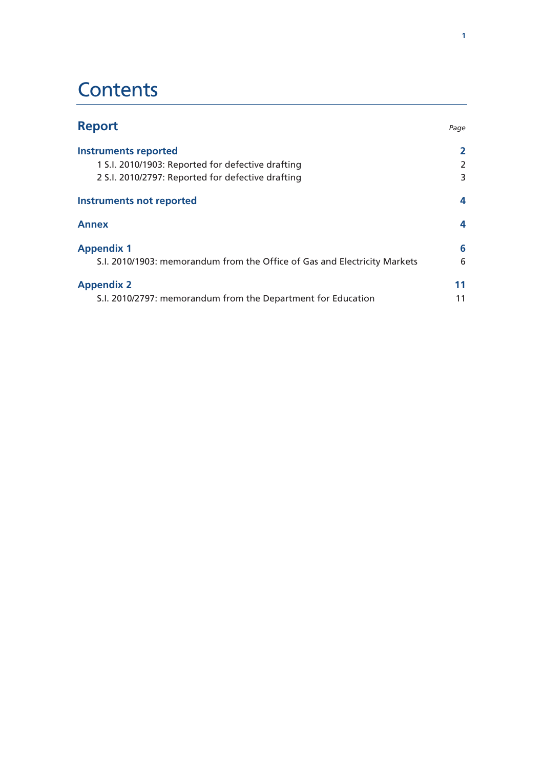# Contents

| **Report** | *Page* |
|---|---|
| **Instruments reported** | **2** |
| 1 S.I. 2010/1903: Reported for defective drafting | 2 |
| 2 S.I. 2010/2797: Reported for defective drafting | 3 |
| **Instruments not reported** | **4** |
| **Annex** | **4** |
| **Appendix 1** | **6** |
| S.I. 2010/1903: memorandum from the Office of Gas and Electricity Markets | 6 |
| **Appendix 2** | **11** |
| S.I. 2010/2797: memorandum from the Department for Education | 11 |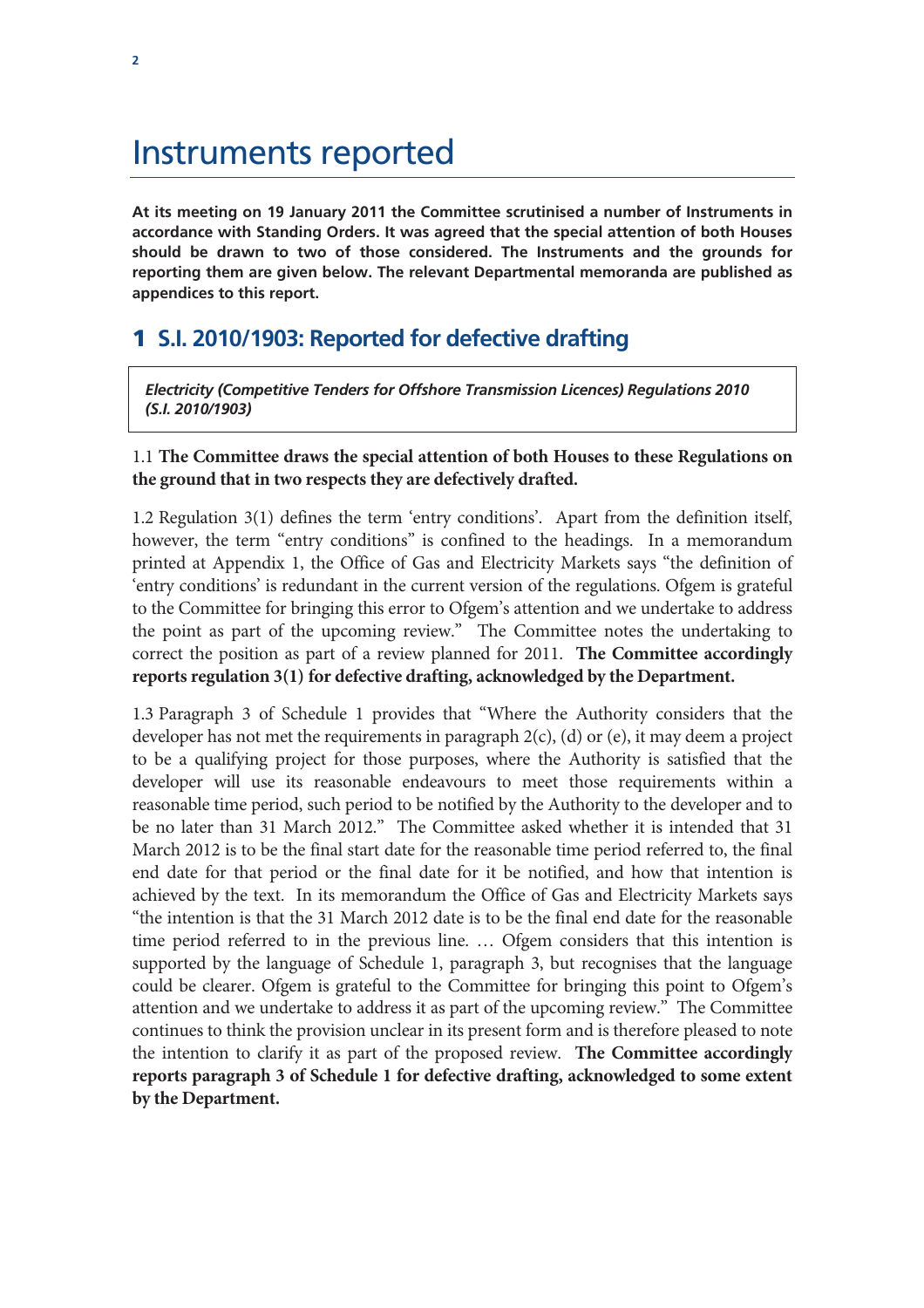# Instruments reported

**At its meeting on 19 January 2011 the Committee scrutinised a number of Instruments in accordance with Standing Orders. It was agreed that the special attention of both Houses should be drawn to two of those considered. The Instruments and the grounds for reporting them are given below. The relevant Departmental memoranda are published as appendices to this report.**

## 1 S.I. 2010/1903: Reported for defective drafting

***Electricity (Competitive Tenders for Offshore Transmission Licences) Regulations 2010 (S.I. 2010/1903)***

1.1 **The Committee draws the special attention of both Houses to these Regulations on the ground that in two respects they are defectively drafted.**

1.2 Regulation 3(1) defines the term 'entry conditions'. Apart from the definition itself, however, the term "entry conditions" is confined to the headings. In a memorandum printed at Appendix 1, the Office of Gas and Electricity Markets says "the definition of 'entry conditions' is redundant in the current version of the regulations. Ofgem is grateful to the Committee for bringing this error to Ofgem's attention and we undertake to address the point as part of the upcoming review." The Committee notes the undertaking to correct the position as part of a review planned for 2011. **The Committee accordingly reports regulation 3(1) for defective drafting, acknowledged by the Department.**

1.3 Paragraph 3 of Schedule 1 provides that "Where the Authority considers that the developer has not met the requirements in paragraph 2(c), (d) or (e), it may deem a project to be a qualifying project for those purposes, where the Authority is satisfied that the developer will use its reasonable endeavours to meet those requirements within a reasonable time period, such period to be notified by the Authority to the developer and to be no later than 31 March 2012." The Committee asked whether it is intended that 31 March 2012 is to be the final start date for the reasonable time period referred to, the final end date for that period or the final date for it be notified, and how that intention is achieved by the text. In its memorandum the Office of Gas and Electricity Markets says "the intention is that the 31 March 2012 date is to be the final end date for the reasonable time period referred to in the previous line. … Ofgem considers that this intention is supported by the language of Schedule 1, paragraph 3, but recognises that the language could be clearer. Ofgem is grateful to the Committee for bringing this point to Ofgem's attention and we undertake to address it as part of the upcoming review." The Committee continues to think the provision unclear in its present form and is therefore pleased to note the intention to clarify it as part of the proposed review. **The Committee accordingly reports paragraph 3 of Schedule 1 for defective drafting, acknowledged to some extent by the Department.**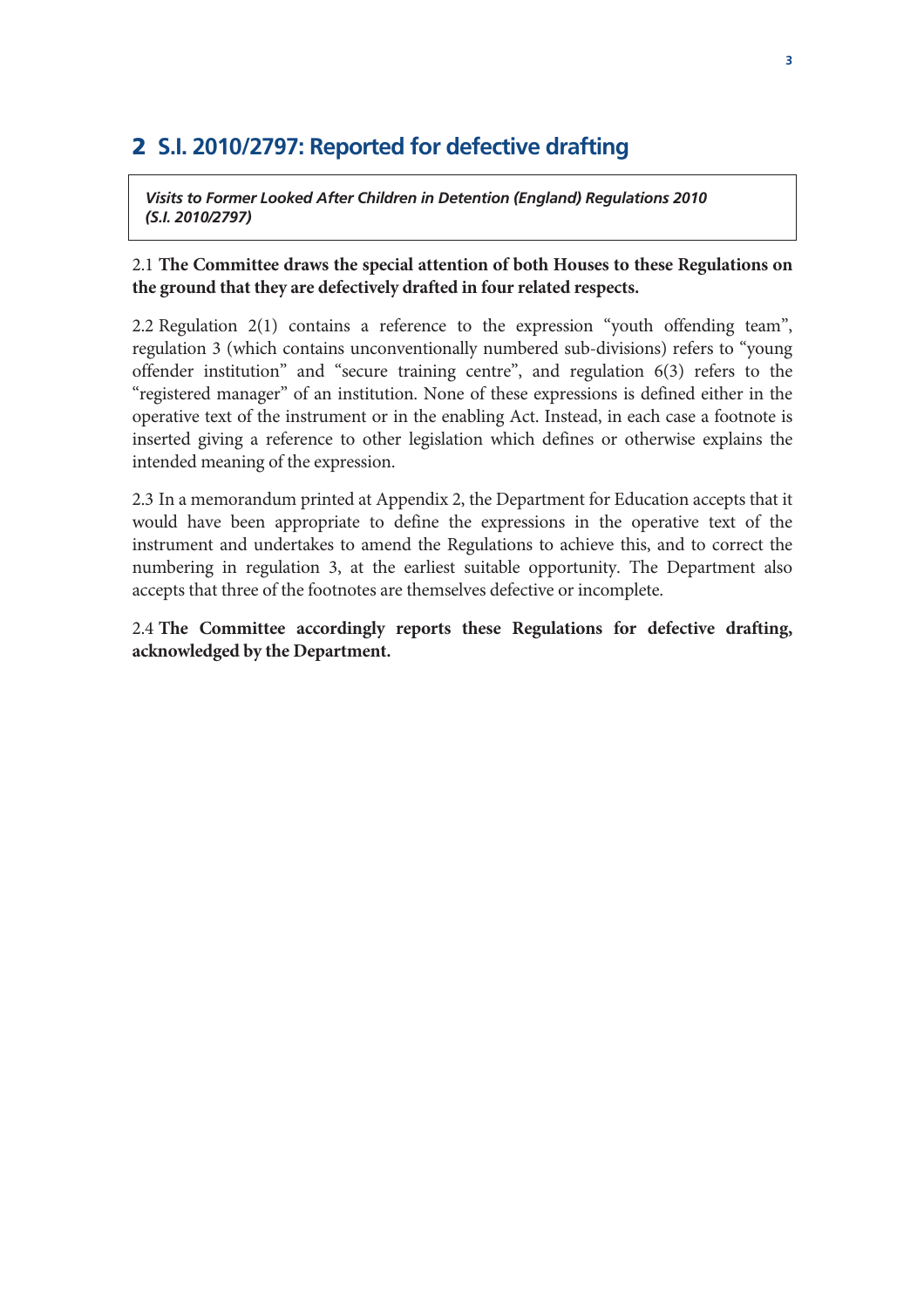## 2 S.I. 2010/2797: Reported for defective drafting

***Visits to Former Looked After Children in Detention (England) Regulations 2010 (S.I. 2010/2797)***

2.1 **The Committee draws the special attention of both Houses to these Regulations on the ground that they are defectively drafted in four related respects.**

2.2 Regulation 2(1) contains a reference to the expression "youth offending team", regulation 3 (which contains unconventionally numbered sub-divisions) refers to "young offender institution" and "secure training centre", and regulation 6(3) refers to the "registered manager" of an institution. None of these expressions is defined either in the operative text of the instrument or in the enabling Act. Instead, in each case a footnote is inserted giving a reference to other legislation which defines or otherwise explains the intended meaning of the expression.

2.3 In a memorandum printed at Appendix 2, the Department for Education accepts that it would have been appropriate to define the expressions in the operative text of the instrument and undertakes to amend the Regulations to achieve this, and to correct the numbering in regulation 3, at the earliest suitable opportunity. The Department also accepts that three of the footnotes are themselves defective or incomplete.

2.4 **The Committee accordingly reports these Regulations for defective drafting, acknowledged by the Department.**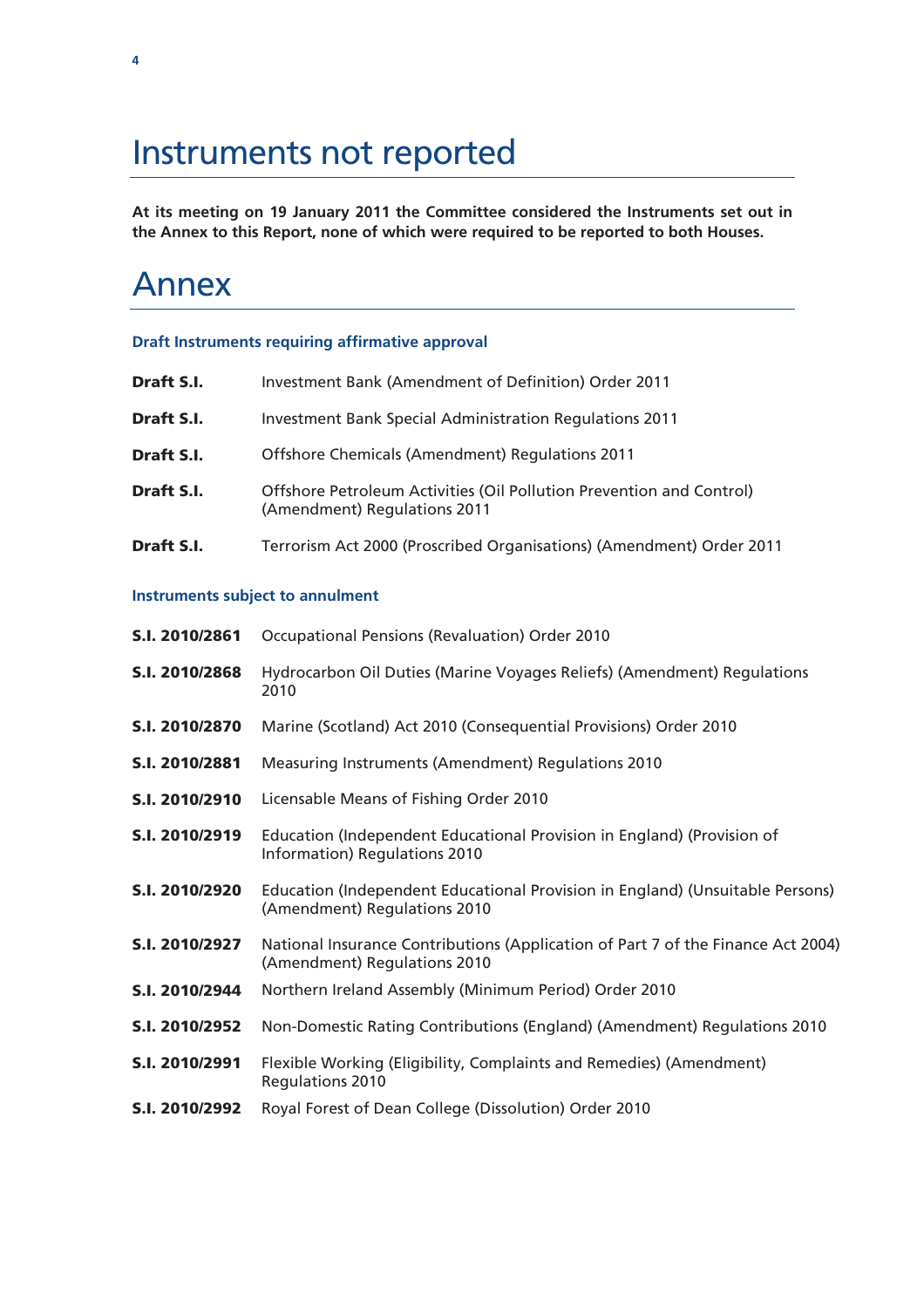# Instruments not reported

**At its meeting on 19 January 2011 the Committee considered the Instruments set out in the Annex to this Report, none of which were required to be reported to both Houses.**

# Annex

### Draft Instruments requiring affirmative approval

| | |
|---|---|
| **Draft S.I.** | Investment Bank (Amendment of Definition) Order 2011 |
| **Draft S.I.** | Investment Bank Special Administration Regulations 2011 |
| **Draft S.I.** | Offshore Chemicals (Amendment) Regulations 2011 |
| **Draft S.I.** | Offshore Petroleum Activities (Oil Pollution Prevention and Control) (Amendment) Regulations 2011 |
| **Draft S.I.** | Terrorism Act 2000 (Proscribed Organisations) (Amendment) Order 2011 |

### Instruments subject to annulment

| | |
|---|---|
| **S.I. 2010/2861** | Occupational Pensions (Revaluation) Order 2010 |
| **S.I. 2010/2868** | Hydrocarbon Oil Duties (Marine Voyages Reliefs) (Amendment) Regulations 2010 |
| **S.I. 2010/2870** | Marine (Scotland) Act 2010 (Consequential Provisions) Order 2010 |
| **S.I. 2010/2881** | Measuring Instruments (Amendment) Regulations 2010 |
| **S.I. 2010/2910** | Licensable Means of Fishing Order 2010 |
| **S.I. 2010/2919** | Education (Independent Educational Provision in England) (Provision of Information) Regulations 2010 |
| **S.I. 2010/2920** | Education (Independent Educational Provision in England) (Unsuitable Persons) (Amendment) Regulations 2010 |
| **S.I. 2010/2927** | National Insurance Contributions (Application of Part 7 of the Finance Act 2004) (Amendment) Regulations 2010 |
| **S.I. 2010/2944** | Northern Ireland Assembly (Minimum Period) Order 2010 |
| **S.I. 2010/2952** | Non-Domestic Rating Contributions (England) (Amendment) Regulations 2010 |
| **S.I. 2010/2991** | Flexible Working (Eligibility, Complaints and Remedies) (Amendment) Regulations 2010 |
| **S.I. 2010/2992** | Royal Forest of Dean College (Dissolution) Order 2010 |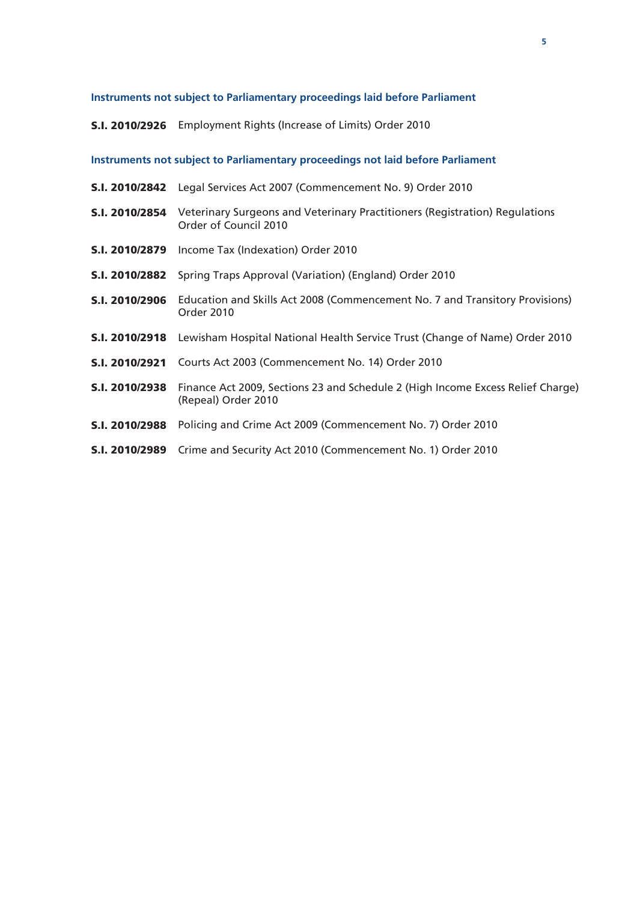### Instruments not subject to Parliamentary proceedings laid before Parliament

**S.I. 2010/2926** Employment Rights (Increase of Limits) Order 2010

### Instruments not subject to Parliamentary proceedings not laid before Parliament

**S.I. 2010/2842** Legal Services Act 2007 (Commencement No. 9) Order 2010

**S.I. 2010/2854** Veterinary Surgeons and Veterinary Practitioners (Registration) Regulations Order of Council 2010

**S.I. 2010/2879** Income Tax (Indexation) Order 2010

**S.I. 2010/2882** Spring Traps Approval (Variation) (England) Order 2010

**S.I. 2010/2906** Education and Skills Act 2008 (Commencement No. 7 and Transitory Provisions) Order 2010

**S.I. 2010/2918** Lewisham Hospital National Health Service Trust (Change of Name) Order 2010

**S.I. 2010/2921** Courts Act 2003 (Commencement No. 14) Order 2010

**S.I. 2010/2938** Finance Act 2009, Sections 23 and Schedule 2 (High Income Excess Relief Charge) (Repeal) Order 2010

**S.I. 2010/2988** Policing and Crime Act 2009 (Commencement No. 7) Order 2010

**S.I. 2010/2989** Crime and Security Act 2010 (Commencement No. 1) Order 2010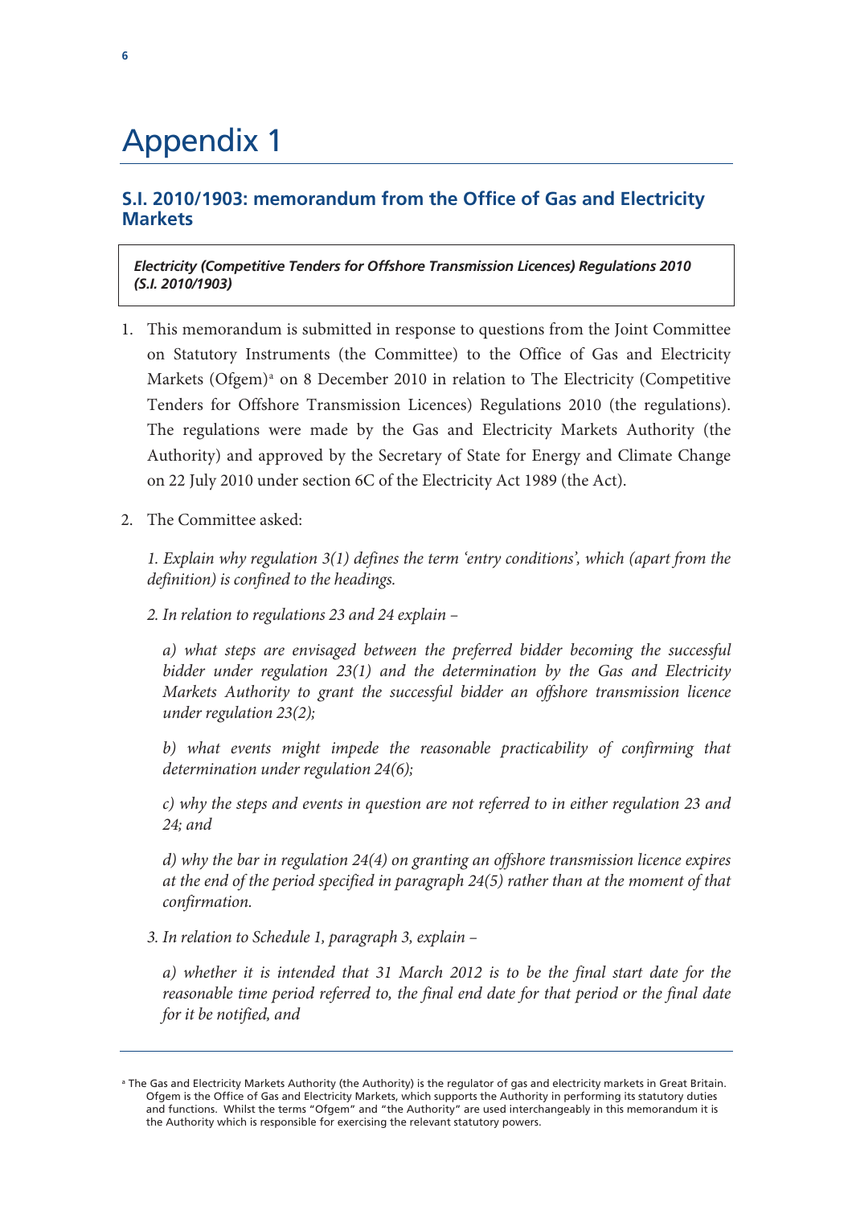# Appendix 1

## S.I. 2010/1903: memorandum from the Office of Gas and Electricity Markets

***Electricity (Competitive Tenders for Offshore Transmission Licences) Regulations 2010 (S.I. 2010/1903)***

1. This memorandum is submitted in response to questions from the Joint Committee on Statutory Instruments (the Committee) to the Office of Gas and Electricity Markets (Ofgem)[a] on 8 December 2010 in relation to The Electricity (Competitive Tenders for Offshore Transmission Licences) Regulations 2010 (the regulations). The regulations were made by the Gas and Electricity Markets Authority (the Authority) and approved by the Secretary of State for Energy and Climate Change on 22 July 2010 under section 6C of the Electricity Act 1989 (the Act).

2. The Committee asked:

   *1. Explain why regulation 3(1) defines the term 'entry conditions', which (apart from the definition) is confined to the headings.*

   *2. In relation to regulations 23 and 24 explain –*

   *a) what steps are envisaged between the preferred bidder becoming the successful bidder under regulation 23(1) and the determination by the Gas and Electricity Markets Authority to grant the successful bidder an offshore transmission licence under regulation 23(2);*

   *b) what events might impede the reasonable practicability of confirming that determination under regulation 24(6);*

   *c) why the steps and events in question are not referred to in either regulation 23 and 24; and*

   *d) why the bar in regulation 24(4) on granting an offshore transmission licence expires at the end of the period specified in paragraph 24(5) rather than at the moment of that confirmation.*

   *3. In relation to Schedule 1, paragraph 3, explain –*

   *a) whether it is intended that 31 March 2012 is to be the final start date for the reasonable time period referred to, the final end date for that period or the final date for it be notified, and*

---

[a] The Gas and Electricity Markets Authority (the Authority) is the regulator of gas and electricity markets in Great Britain. Ofgem is the Office of Gas and Electricity Markets, which supports the Authority in performing its statutory duties and functions. Whilst the terms "Ofgem" and "the Authority" are used interchangeably in this memorandum it is the Authority which is responsible for exercising the relevant statutory powers.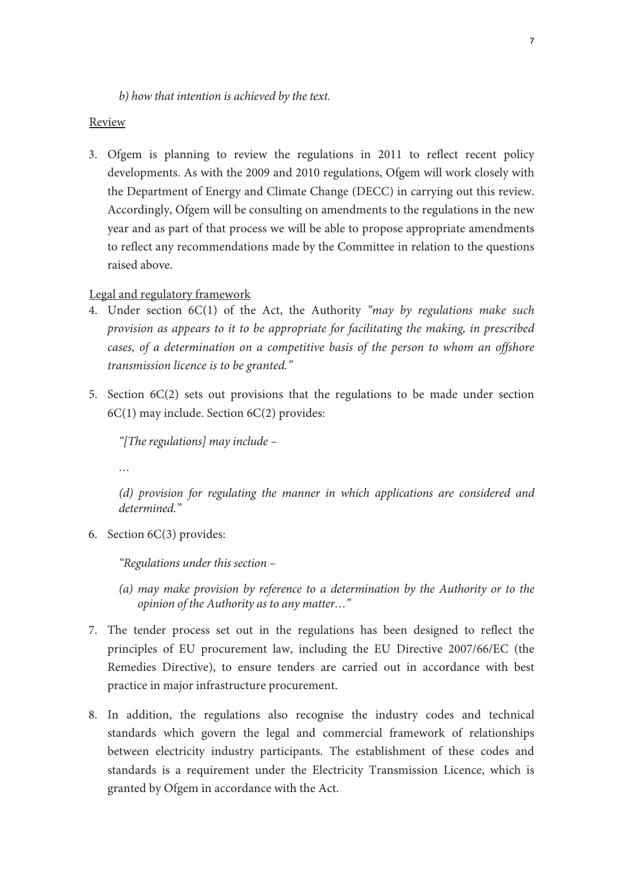*b) how that intention is achieved by the text.*

Review

3. Ofgem is planning to review the regulations in 2011 to reflect recent policy developments. As with the 2009 and 2010 regulations, Ofgem will work closely with the Department of Energy and Climate Change (DECC) in carrying out this review. Accordingly, Ofgem will be consulting on amendments to the regulations in the new year and as part of that process we will be able to propose appropriate amendments to reflect any recommendations made by the Committee in relation to the questions raised above.

Legal and regulatory framework

4. Under section 6C(1) of the Act, the Authority *"may by regulations make such provision as appears to it to be appropriate for facilitating the making, in prescribed cases, of a determination on a competitive basis of the person to whom an offshore transmission licence is to be granted."*

5. Section 6C(2) sets out provisions that the regulations to be made under section 6C(1) may include. Section 6C(2) provides:

   *"[The regulations] may include –*

   *…*

   *(d) provision for regulating the manner in which applications are considered and determined."*

6. Section 6C(3) provides:

   *"Regulations under this section –*

   *(a) may make provision by reference to a determination by the Authority or to the opinion of the Authority as to any matter…"*

7. The tender process set out in the regulations has been designed to reflect the principles of EU procurement law, including the EU Directive 2007/66/EC (the Remedies Directive), to ensure tenders are carried out in accordance with best practice in major infrastructure procurement.

8. In addition, the regulations also recognise the industry codes and technical standards which govern the legal and commercial framework of relationships between electricity industry participants. The establishment of these codes and standards is a requirement under the Electricity Transmission Licence, which is granted by Ofgem in accordance with the Act.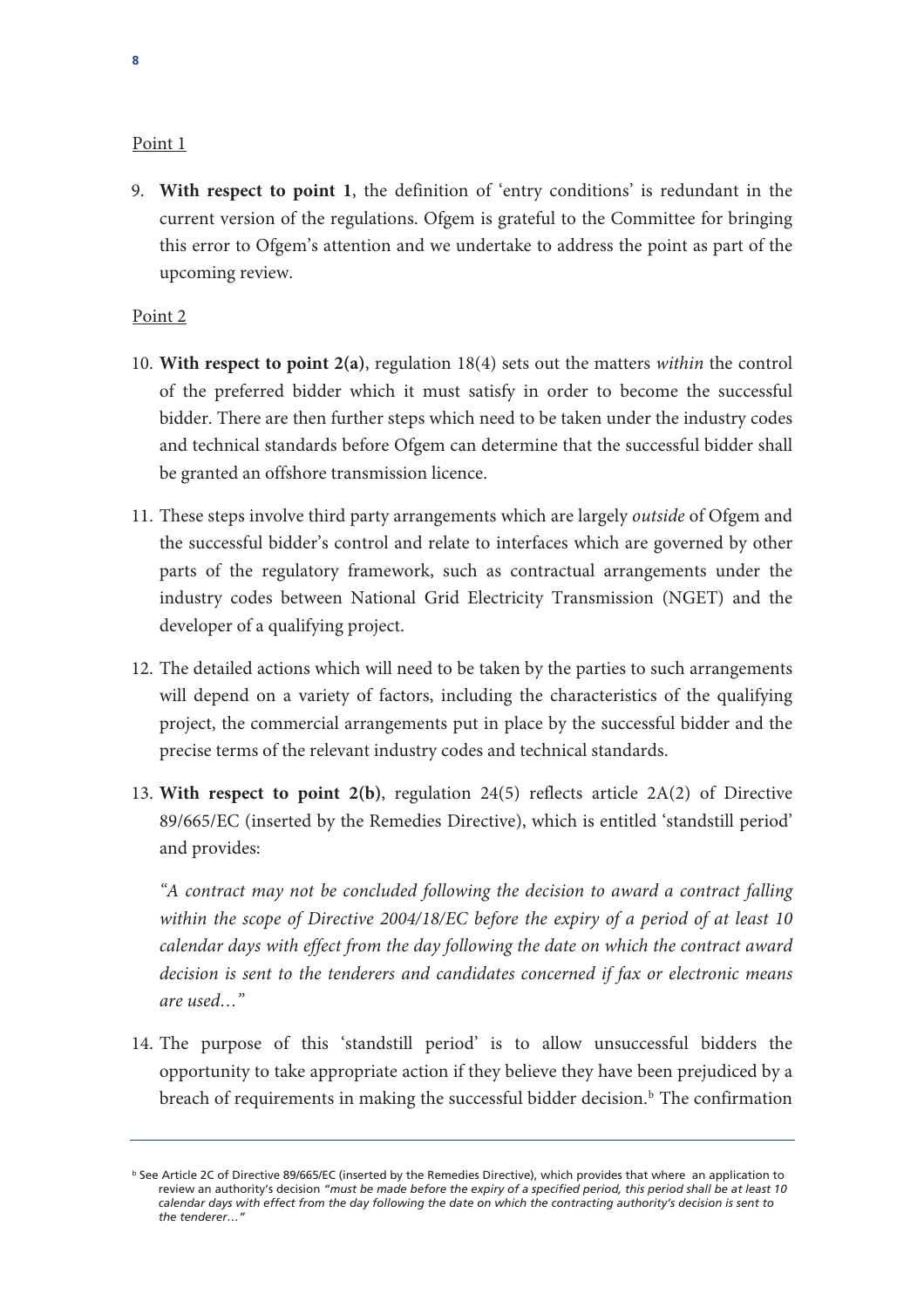Point 1

9. **With respect to point 1**, the definition of 'entry conditions' is redundant in the current version of the regulations. Ofgem is grateful to the Committee for bringing this error to Ofgem's attention and we undertake to address the point as part of the upcoming review.

Point 2

10. **With respect to point 2(a)**, regulation 18(4) sets out the matters *within* the control of the preferred bidder which it must satisfy in order to become the successful bidder. There are then further steps which need to be taken under the industry codes and technical standards before Ofgem can determine that the successful bidder shall be granted an offshore transmission licence.

11. These steps involve third party arrangements which are largely *outside* of Ofgem and the successful bidder's control and relate to interfaces which are governed by other parts of the regulatory framework, such as contractual arrangements under the industry codes between National Grid Electricity Transmission (NGET) and the developer of a qualifying project.

12. The detailed actions which will need to be taken by the parties to such arrangements will depend on a variety of factors, including the characteristics of the qualifying project, the commercial arrangements put in place by the successful bidder and the precise terms of the relevant industry codes and technical standards.

13. **With respect to point 2(b)**, regulation 24(5) reflects article 2A(2) of Directive 89/665/EC (inserted by the Remedies Directive), which is entitled 'standstill period' and provides:

    *"A contract may not be concluded following the decision to award a contract falling within the scope of Directive 2004/18/EC before the expiry of a period of at least 10 calendar days with effect from the day following the date on which the contract award decision is sent to the tenderers and candidates concerned if fax or electronic means are used…"*

14. The purpose of this 'standstill period' is to allow unsuccessful bidders the opportunity to take appropriate action if they believe they have been prejudiced by a breach of requirements in making the successful bidder decision.[b] The confirmation

---

[b] See Article 2C of Directive 89/665/EC (inserted by the Remedies Directive), which provides that where an application to review an authority's decision *"must be made before the expiry of a specified period, this period shall be at least 10 calendar days with effect from the day following the date on which the contracting authority's decision is sent to the tenderer…"*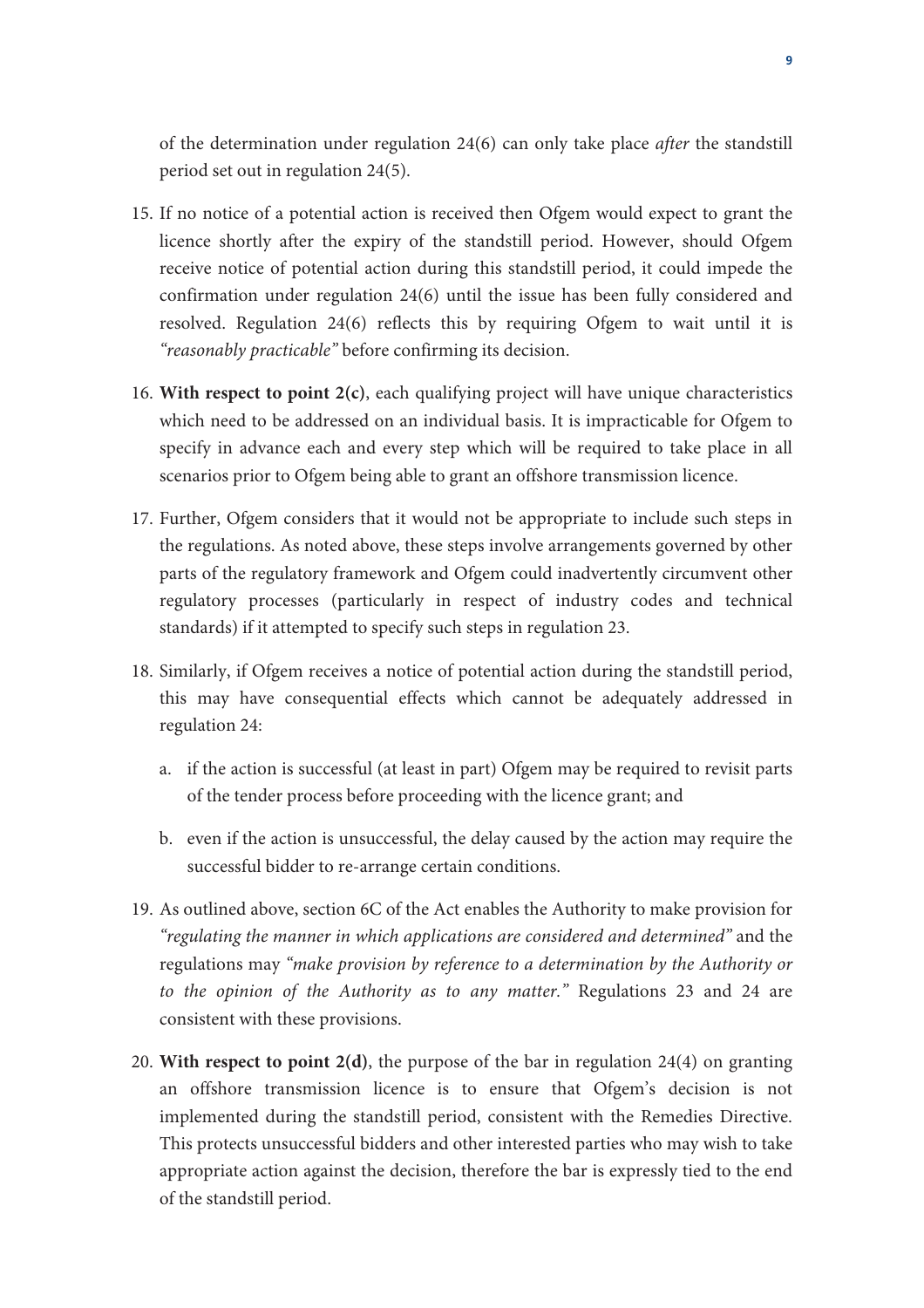of the determination under regulation 24(6) can only take place *after* the standstill period set out in regulation 24(5).

15. If no notice of a potential action is received then Ofgem would expect to grant the licence shortly after the expiry of the standstill period. However, should Ofgem receive notice of potential action during this standstill period, it could impede the confirmation under regulation 24(6) until the issue has been fully considered and resolved. Regulation 24(6) reflects this by requiring Ofgem to wait until it is *"reasonably practicable"* before confirming its decision.

16. **With respect to point 2(c)**, each qualifying project will have unique characteristics which need to be addressed on an individual basis. It is impracticable for Ofgem to specify in advance each and every step which will be required to take place in all scenarios prior to Ofgem being able to grant an offshore transmission licence.

17. Further, Ofgem considers that it would not be appropriate to include such steps in the regulations. As noted above, these steps involve arrangements governed by other parts of the regulatory framework and Ofgem could inadvertently circumvent other regulatory processes (particularly in respect of industry codes and technical standards) if it attempted to specify such steps in regulation 23.

18. Similarly, if Ofgem receives a notice of potential action during the standstill period, this may have consequential effects which cannot be adequately addressed in regulation 24:

    a. if the action is successful (at least in part) Ofgem may be required to revisit parts of the tender process before proceeding with the licence grant; and

    b. even if the action is unsuccessful, the delay caused by the action may require the successful bidder to re-arrange certain conditions.

19. As outlined above, section 6C of the Act enables the Authority to make provision for *"regulating the manner in which applications are considered and determined"* and the regulations may *"make provision by reference to a determination by the Authority or to the opinion of the Authority as to any matter."* Regulations 23 and 24 are consistent with these provisions.

20. **With respect to point 2(d)**, the purpose of the bar in regulation 24(4) on granting an offshore transmission licence is to ensure that Ofgem's decision is not implemented during the standstill period, consistent with the Remedies Directive. This protects unsuccessful bidders and other interested parties who may wish to take appropriate action against the decision, therefore the bar is expressly tied to the end of the standstill period.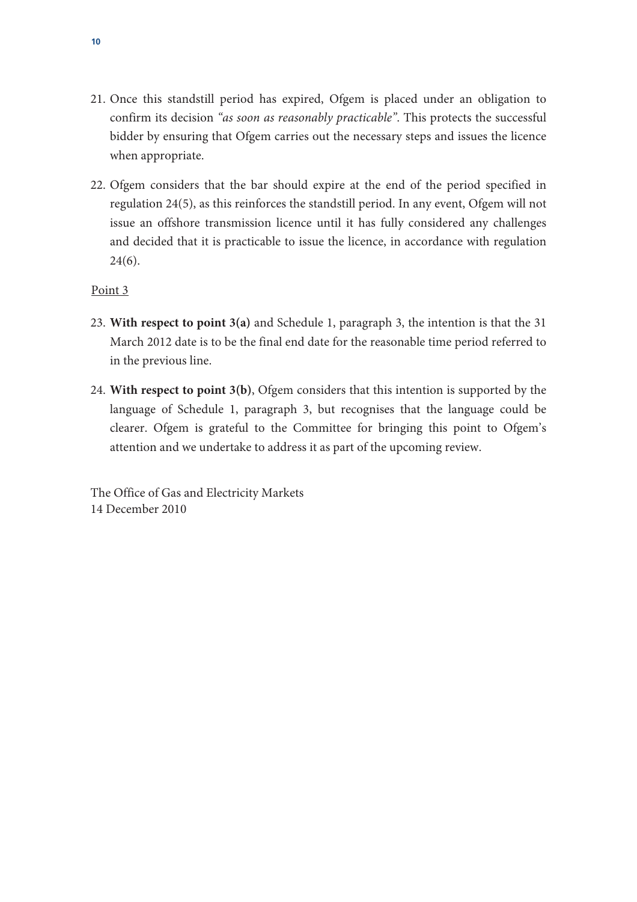21. Once this standstill period has expired, Ofgem is placed under an obligation to confirm its decision *"as soon as reasonably practicable"*. This protects the successful bidder by ensuring that Ofgem carries out the necessary steps and issues the licence when appropriate.

22. Ofgem considers that the bar should expire at the end of the period specified in regulation 24(5), as this reinforces the standstill period. In any event, Ofgem will not issue an offshore transmission licence until it has fully considered any challenges and decided that it is practicable to issue the licence, in accordance with regulation 24(6).

<u>Point 3</u>

23. **With respect to point 3(a)** and Schedule 1, paragraph 3, the intention is that the 31 March 2012 date is to be the final end date for the reasonable time period referred to in the previous line.

24. **With respect to point 3(b)**, Ofgem considers that this intention is supported by the language of Schedule 1, paragraph 3, but recognises that the language could be clearer. Ofgem is grateful to the Committee for bringing this point to Ofgem's attention and we undertake to address it as part of the upcoming review.

The Office of Gas and Electricity Markets
14 December 2010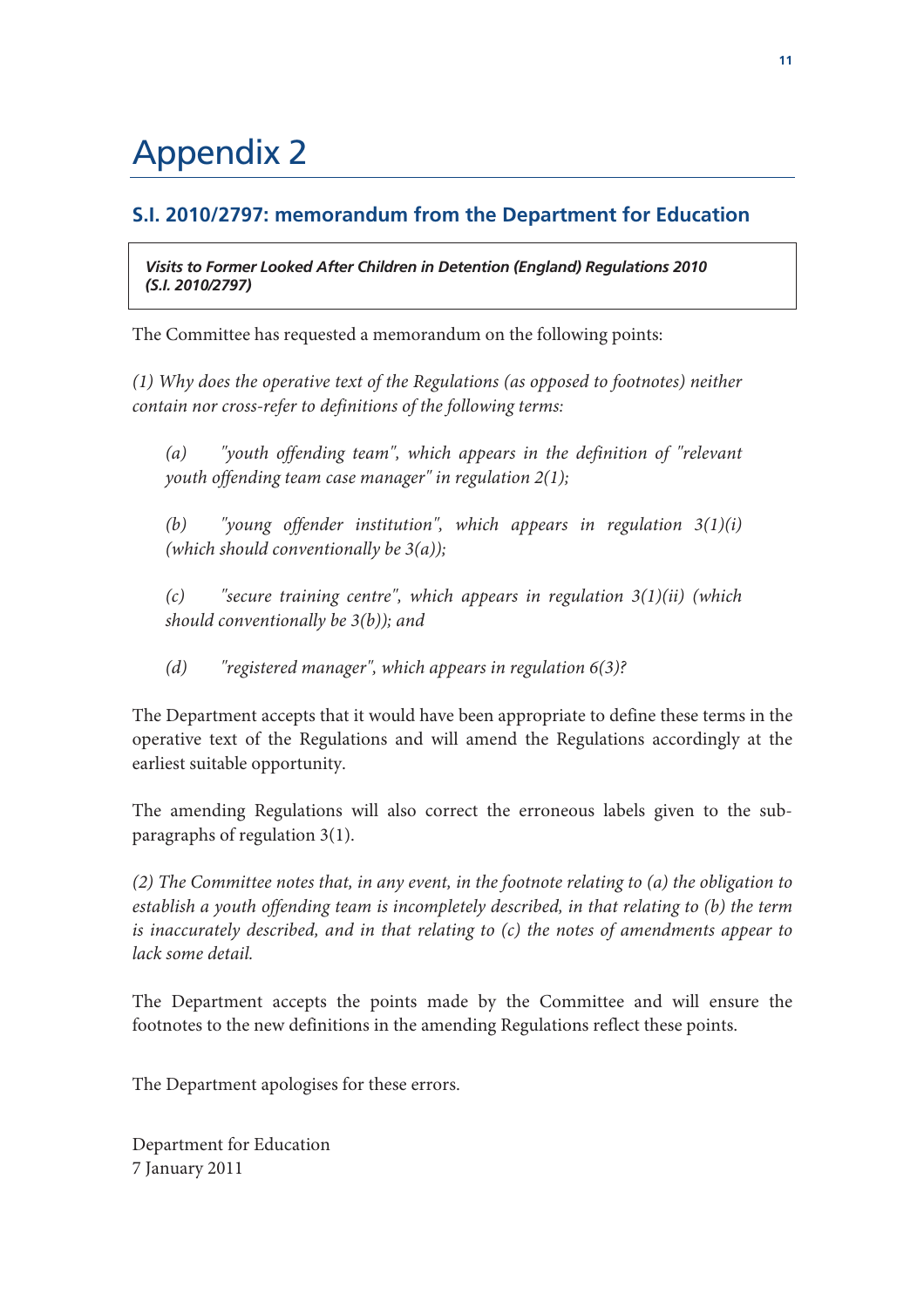# Appendix 2

## S.I. 2010/2797: memorandum from the Department for Education

***Visits to Former Looked After Children in Detention (England) Regulations 2010 (S.I. 2010/2797)***

The Committee has requested a memorandum on the following points:

*(1) Why does the operative text of the Regulations (as opposed to footnotes) neither contain nor cross-refer to definitions of the following terms:*

> *(a) "youth offending team", which appears in the definition of "relevant youth offending team case manager" in regulation 2(1);*
>
> *(b) "young offender institution", which appears in regulation 3(1)(i) (which should conventionally be 3(a));*
>
> *(c) "secure training centre", which appears in regulation 3(1)(ii) (which should conventionally be 3(b)); and*
>
> *(d) "registered manager", which appears in regulation 6(3)?*

The Department accepts that it would have been appropriate to define these terms in the operative text of the Regulations and will amend the Regulations accordingly at the earliest suitable opportunity.

The amending Regulations will also correct the erroneous labels given to the sub-paragraphs of regulation 3(1).

*(2) The Committee notes that, in any event, in the footnote relating to (a) the obligation to establish a youth offending team is incompletely described, in that relating to (b) the term is inaccurately described, and in that relating to (c) the notes of amendments appear to lack some detail.*

The Department accepts the points made by the Committee and will ensure the footnotes to the new definitions in the amending Regulations reflect these points.

The Department apologises for these errors.

Department for Education
7 January 2011